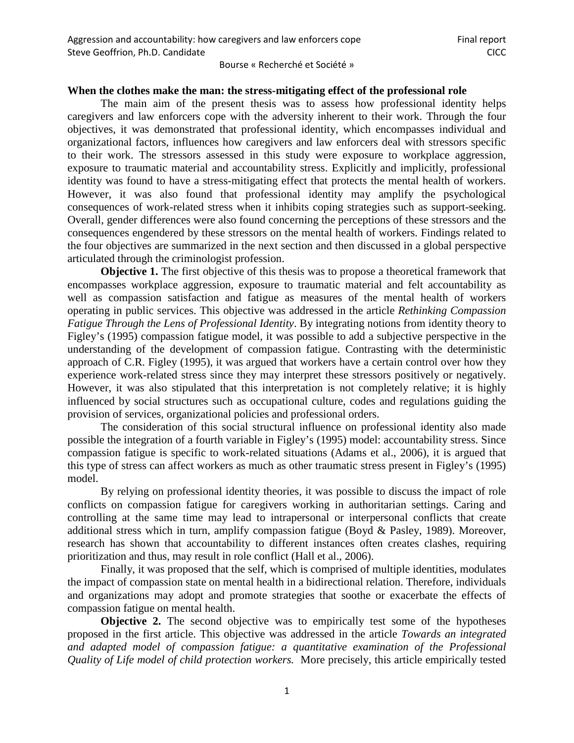**When the clothes make the man: the stress-mitigating effect of the professional role**

The main aim of the present thesis was to assess how professional identity helps caregivers and law enforcers cope with the adversity inherent to their work. Through the four objectives, it was demonstrated that professional identity, which encompasses individual and organizational factors, influences how caregivers and law enforcers deal with stressors specific to their work. The stressors assessed in this study were exposure to workplace aggression, exposure to traumatic material and accountability stress. Explicitly and implicitly, professional identity was found to have a stress-mitigating effect that protects the mental health of workers. However, it was also found that professional identity may amplify the psychological consequences of work-related stress when it inhibits coping strategies such as support-seeking. Overall, gender differences were also found concerning the perceptions of these stressors and the consequences engendered by these stressors on the mental health of workers. Findings related to the four objectives are summarized in the next section and then discussed in a global perspective articulated through the criminologist profession.

**Objective 1.** The first objective of this thesis was to propose a theoretical framework that encompasses workplace aggression, exposure to traumatic material and felt accountability as well as compassion satisfaction and fatigue as measures of the mental health of workers operating in public services. This objective was addressed in the article *Rethinking Compassion Fatigue Through the Lens of Professional Identity*. By integrating notions from identity theory to Figley's (1995) compassion fatigue model, it was possible to add a subjective perspective in the understanding of the development of compassion fatigue. Contrasting with the deterministic approach of C.R. Figley (1995), it was argued that workers have a certain control over how they experience work-related stress since they may interpret these stressors positively or negatively. However, it was also stipulated that this interpretation is not completely relative; it is highly influenced by social structures such as occupational culture, codes and regulations guiding the provision of services, organizational policies and professional orders.

The consideration of this social structural influence on professional identity also made possible the integration of a fourth variable in Figley's (1995) model: accountability stress. Since compassion fatigue is specific to work-related situations (Adams et al., 2006), it is argued that this type of stress can affect workers as much as other traumatic stress present in Figley's (1995) model.

By relying on professional identity theories, it was possible to discuss the impact of role conflicts on compassion fatigue for caregivers working in authoritarian settings. Caring and controlling at the same time may lead to intrapersonal or interpersonal conflicts that create additional stress which in turn, amplify compassion fatigue (Boyd & Pasley, 1989). Moreover, research has shown that accountability to different instances often creates clashes, requiring prioritization and thus, may result in role conflict (Hall et al., 2006).

Finally, it was proposed that the self, which is comprised of multiple identities, modulates the impact of compassion state on mental health in a bidirectional relation. Therefore, individuals and organizations may adopt and promote strategies that soothe or exacerbate the effects of compassion fatigue on mental health.

**Objective 2.** The second objective was to empirically test some of the hypotheses proposed in the first article. This objective was addressed in the article *Towards an integrated and adapted model of compassion fatigue: a quantitative examination of the Professional Quality of Life model of child protection workers.* More precisely, this article empirically tested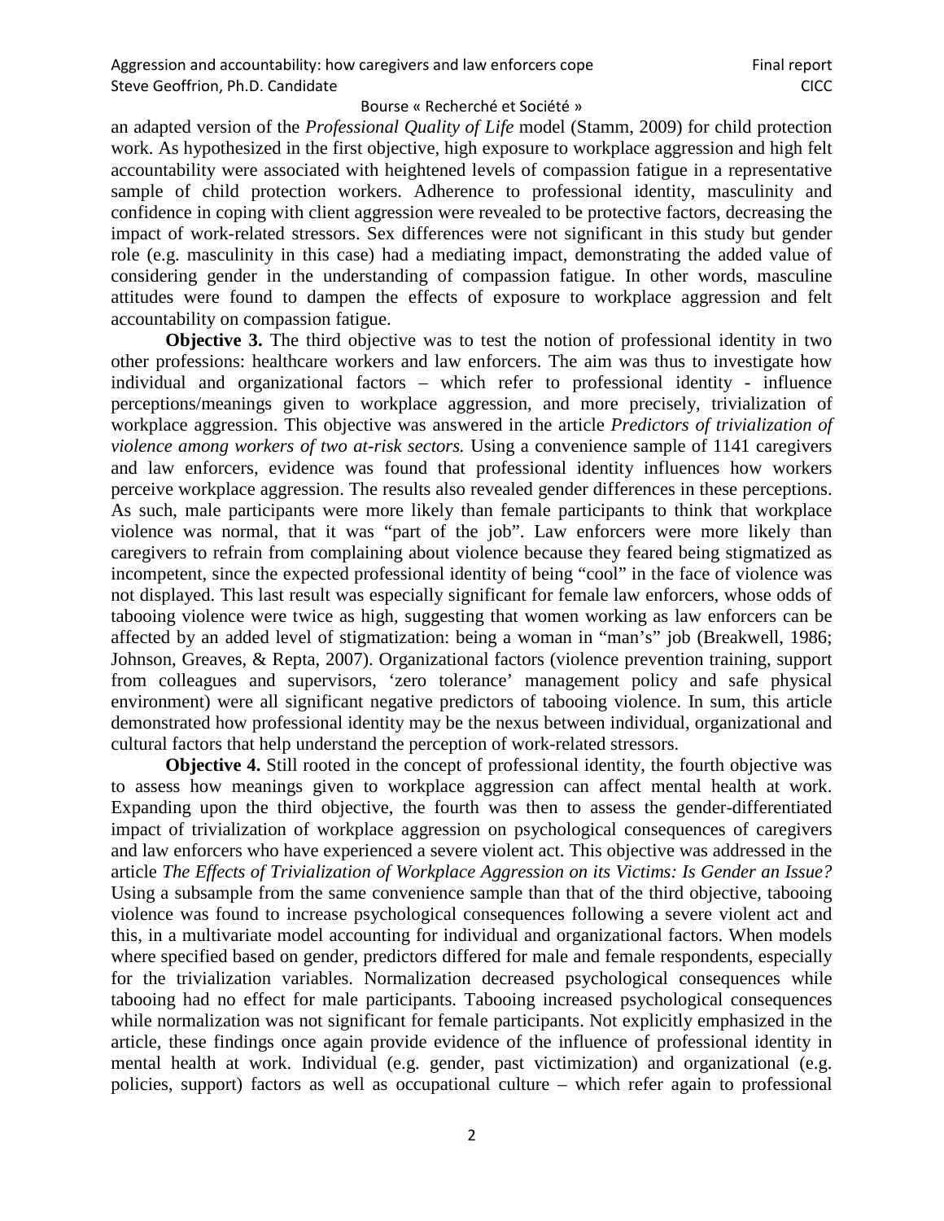an adapted version of the *Professional Quality of Life* model (Stamm, 2009) for child protection work. As hypothesized in the first objective, high exposure to workplace aggression and high felt accountability were associated with heightened levels of compassion fatigue in a representative sample of child protection workers. Adherence to professional identity, masculinity and confidence in coping with client aggression were revealed to be protective factors, decreasing the impact of work-related stressors. Sex differences were not significant in this study but gender role (e.g. masculinity in this case) had a mediating impact, demonstrating the added value of considering gender in the understanding of compassion fatigue. In other words, masculine attitudes were found to dampen the effects of exposure to workplace aggression and felt accountability on compassion fatigue.

**Objective 3.** The third objective was to test the notion of professional identity in two other professions: healthcare workers and law enforcers. The aim was thus to investigate how individual and organizational factors – which refer to professional identity - influence perceptions/meanings given to workplace aggression, and more precisely, trivialization of workplace aggression. This objective was answered in the article *Predictors of trivialization of violence among workers of two at-risk sectors.* Using a convenience sample of 1141 caregivers and law enforcers, evidence was found that professional identity influences how workers perceive workplace aggression. The results also revealed gender differences in these perceptions. As such, male participants were more likely than female participants to think that workplace violence was normal, that it was "part of the job". Law enforcers were more likely than caregivers to refrain from complaining about violence because they feared being stigmatized as incompetent, since the expected professional identity of being "cool" in the face of violence was not displayed. This last result was especially significant for female law enforcers, whose odds of tabooing violence were twice as high, suggesting that women working as law enforcers can be affected by an added level of stigmatization: being a woman in "man's" job (Breakwell, 1986; Johnson, Greaves, & Repta, 2007). Organizational factors (violence prevention training, support from colleagues and supervisors, 'zero tolerance' management policy and safe physical environment) were all significant negative predictors of tabooing violence. In sum, this article demonstrated how professional identity may be the nexus between individual, organizational and cultural factors that help understand the perception of work-related stressors.

**Objective 4.** Still rooted in the concept of professional identity, the fourth objective was to assess how meanings given to workplace aggression can affect mental health at work. Expanding upon the third objective, the fourth was then to assess the gender-differentiated impact of trivialization of workplace aggression on psychological consequences of caregivers and law enforcers who have experienced a severe violent act. This objective was addressed in the article *The Effects of Trivialization of Workplace Aggression on its Victims: Is Gender an Issue?* Using a subsample from the same convenience sample than that of the third objective, tabooing violence was found to increase psychological consequences following a severe violent act and this, in a multivariate model accounting for individual and organizational factors. When models where specified based on gender, predictors differed for male and female respondents, especially for the trivialization variables. Normalization decreased psychological consequences while tabooing had no effect for male participants. Tabooing increased psychological consequences while normalization was not significant for female participants. Not explicitly emphasized in the article, these findings once again provide evidence of the influence of professional identity in mental health at work. Individual (e.g. gender, past victimization) and organizational (e.g. policies, support) factors as well as occupational culture – which refer again to professional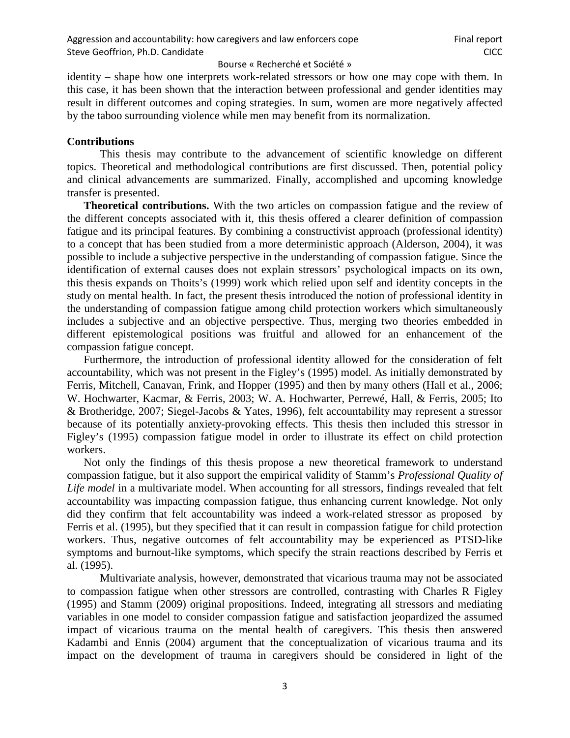identity – shape how one interprets work-related stressors or how one may cope with them. In this case, it has been shown that the interaction between professional and gender identities may result in different outcomes and coping strategies. In sum, women are more negatively affected by the taboo surrounding violence while men may benefit from its normalization.

## Contributions

This thesis may contribute to the advancement of scientific knowledge on different topics. Theoretical and methodological contributions are first discussed. Then, potential policy and clinical advancements are summarized. Finally, accomplished and upcoming knowledge transfer is presented.

**Theoretical contributions.** With the two articles on compassion fatigue and the review of the different concepts associated with it, this thesis offered a clearer definition of compassion fatigue and its principal features. By combining a constructivist approach (professional identity) to a concept that has been studied from a more deterministic approach (Alderson, 2004), it was possible to include a subjective perspective in the understanding of compassion fatigue. Since the identification of external causes does not explain stressors' psychological impacts on its own, this thesis expands on Thoits's (1999) work which relied upon self and identity concepts in the study on mental health. In fact, the present thesis introduced the notion of professional identity in the understanding of compassion fatigue among child protection workers which simultaneously includes a subjective and an objective perspective. Thus, merging two theories embedded in different epistemological positions was fruitful and allowed for an enhancement of the compassion fatigue concept.

Furthermore, the introduction of professional identity allowed for the consideration of felt accountability, which was not present in the Figley's (1995) model. As initially demonstrated by Ferris, Mitchell, Canavan, Frink, and Hopper (1995) and then by many others (Hall et al., 2006; W. Hochwarter, Kacmar, & Ferris, 2003; W. A. Hochwarter, Perrewé, Hall, & Ferris, 2005; Ito & Brotheridge, 2007; Siegel-Jacobs & Yates, 1996), felt accountability may represent a stressor because of its potentially anxiety-provoking effects. This thesis then included this stressor in Figley's (1995) compassion fatigue model in order to illustrate its effect on child protection workers.

Not only the findings of this thesis propose a new theoretical framework to understand compassion fatigue, but it also support the empirical validity of Stamm's *Professional Quality of Life model* in a multivariate model. When accounting for all stressors, findings revealed that felt accountability was impacting compassion fatigue, thus enhancing current knowledge. Not only did they confirm that felt accountability was indeed a work-related stressor as proposed by Ferris et al. (1995), but they specified that it can result in compassion fatigue for child protection workers. Thus, negative outcomes of felt accountability may be experienced as PTSD-like symptoms and burnout-like symptoms, which specify the strain reactions described by Ferris et al. (1995).

Multivariate analysis, however, demonstrated that vicarious trauma may not be associated to compassion fatigue when other stressors are controlled, contrasting with Charles R Figley (1995) and Stamm (2009) original propositions. Indeed, integrating all stressors and mediating variables in one model to consider compassion fatigue and satisfaction jeopardized the assumed impact of vicarious trauma on the mental health of caregivers. This thesis then answered Kadambi and Ennis (2004) argument that the conceptualization of vicarious trauma and its impact on the development of trauma in caregivers should be considered in light of the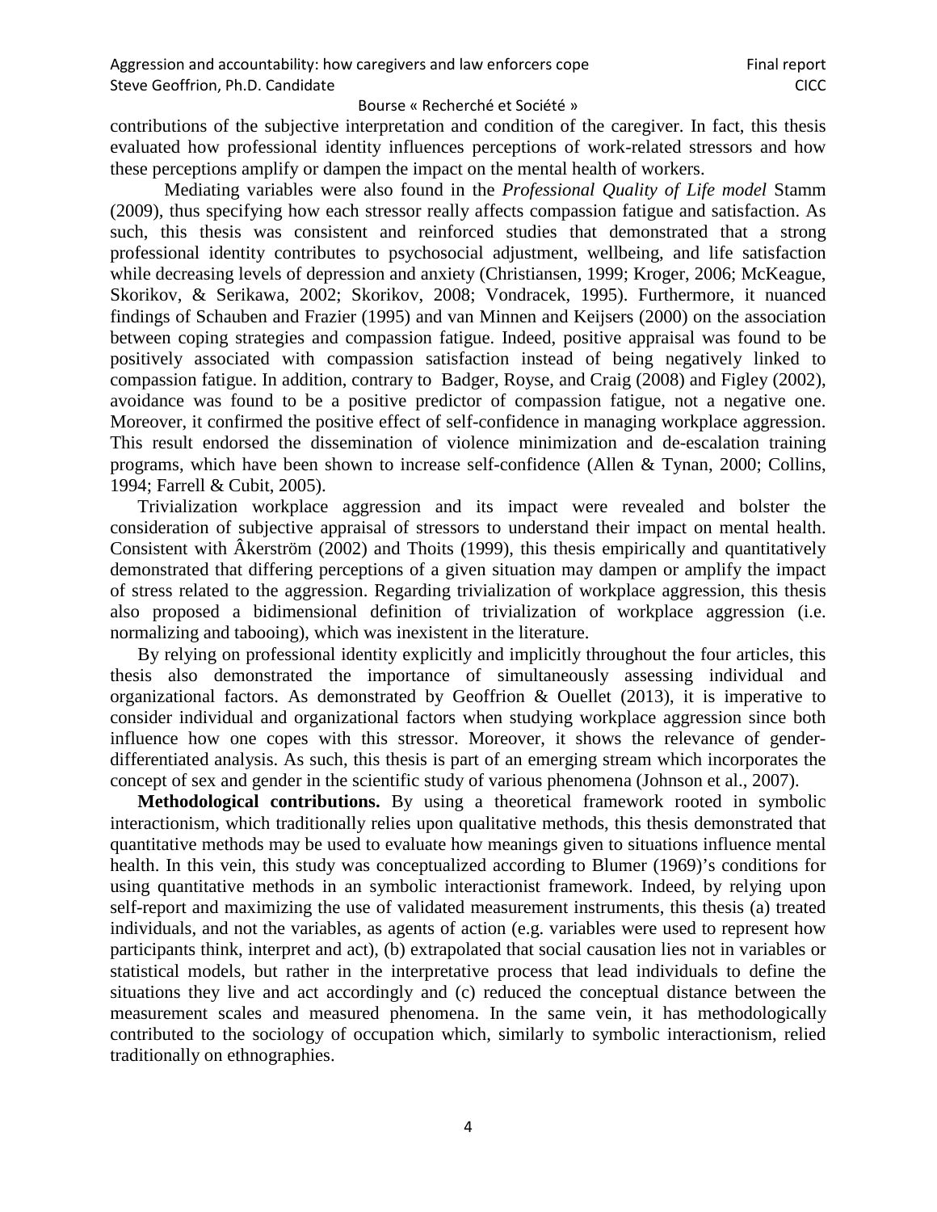contributions of the subjective interpretation and condition of the caregiver. In fact, this thesis evaluated how professional identity influences perceptions of work-related stressors and how these perceptions amplify or dampen the impact on the mental health of workers.

Mediating variables were also found in the *Professional Quality of Life model* Stamm (2009), thus specifying how each stressor really affects compassion fatigue and satisfaction. As such, this thesis was consistent and reinforced studies that demonstrated that a strong professional identity contributes to psychosocial adjustment, wellbeing, and life satisfaction while decreasing levels of depression and anxiety (Christiansen, 1999; Kroger, 2006; McKeague, Skorikov, & Serikawa, 2002; Skorikov, 2008; Vondracek, 1995). Furthermore, it nuanced findings of Schauben and Frazier (1995) and van Minnen and Keijsers (2000) on the association between coping strategies and compassion fatigue. Indeed, positive appraisal was found to be positively associated with compassion satisfaction instead of being negatively linked to compassion fatigue. In addition, contrary to Badger, Royse, and Craig (2008) and Figley (2002), avoidance was found to be a positive predictor of compassion fatigue, not a negative one. Moreover, it confirmed the positive effect of self-confidence in managing workplace aggression. This result endorsed the dissemination of violence minimization and de-escalation training programs, which have been shown to increase self-confidence (Allen & Tynan, 2000; Collins, 1994; Farrell & Cubit, 2005).

Trivialization workplace aggression and its impact were revealed and bolster the consideration of subjective appraisal of stressors to understand their impact on mental health. Consistent with Âkerström (2002) and Thoits (1999), this thesis empirically and quantitatively demonstrated that differing perceptions of a given situation may dampen or amplify the impact of stress related to the aggression. Regarding trivialization of workplace aggression, this thesis also proposed a bidimensional definition of trivialization of workplace aggression (i.e. normalizing and tabooing), which was inexistent in the literature.

By relying on professional identity explicitly and implicitly throughout the four articles, this thesis also demonstrated the importance of simultaneously assessing individual and organizational factors. As demonstrated by Geoffrion & Ouellet (2013), it is imperative to consider individual and organizational factors when studying workplace aggression since both influence how one copes with this stressor. Moreover, it shows the relevance of gender-differentiated analysis. As such, this thesis is part of an emerging stream which incorporates the concept of sex and gender in the scientific study of various phenomena (Johnson et al., 2007).

**Methodological contributions.** By using a theoretical framework rooted in symbolic interactionism, which traditionally relies upon qualitative methods, this thesis demonstrated that quantitative methods may be used to evaluate how meanings given to situations influence mental health. In this vein, this study was conceptualized according to Blumer (1969)'s conditions for using quantitative methods in an symbolic interactionist framework. Indeed, by relying upon self-report and maximizing the use of validated measurement instruments, this thesis (a) treated individuals, and not the variables, as agents of action (e.g. variables were used to represent how participants think, interpret and act), (b) extrapolated that social causation lies not in variables or statistical models, but rather in the interpretative process that lead individuals to define the situations they live and act accordingly and (c) reduced the conceptual distance between the measurement scales and measured phenomena. In the same vein, it has methodologically contributed to the sociology of occupation which, similarly to symbolic interactionism, relied traditionally on ethnographies.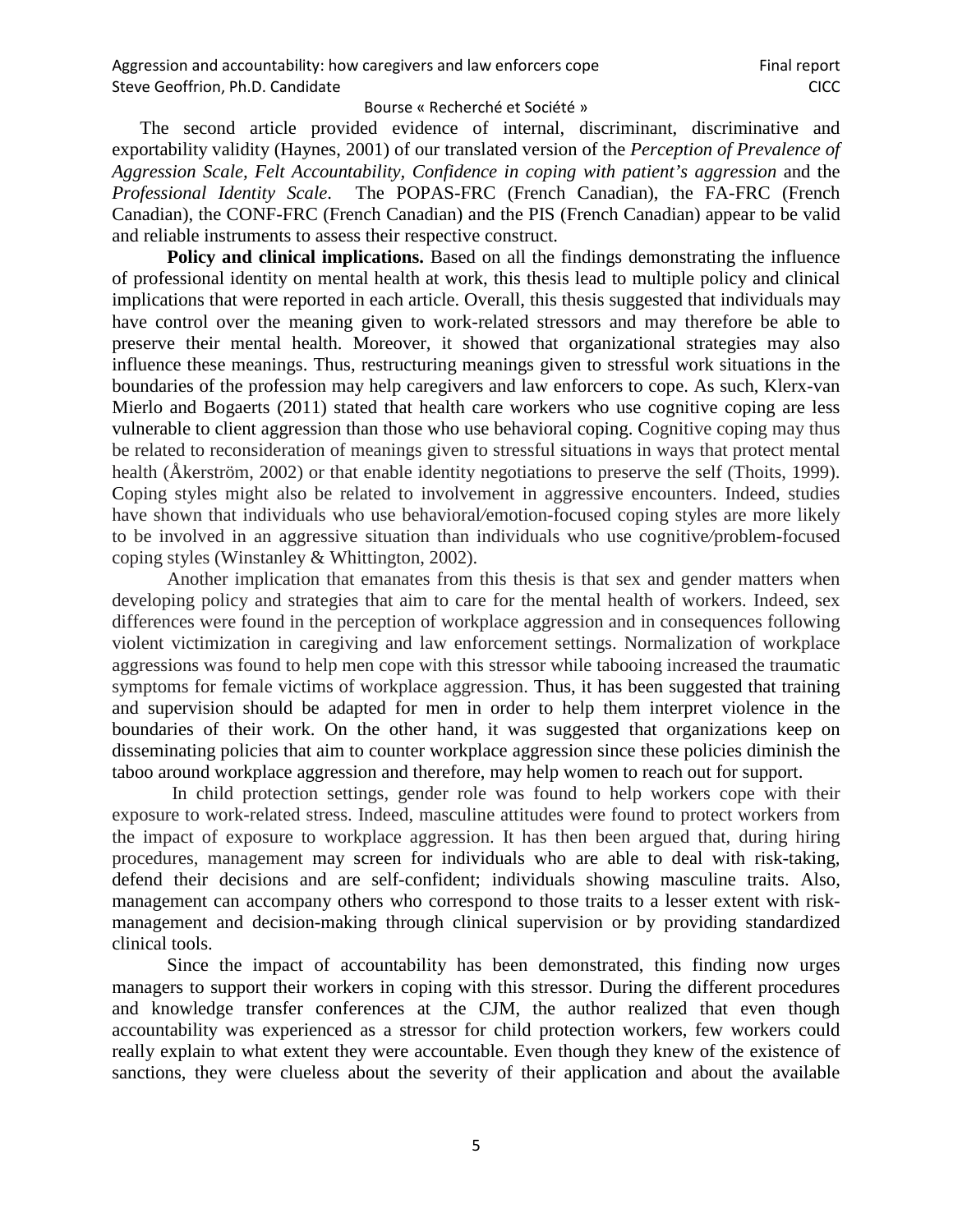The second article provided evidence of internal, discriminant, discriminative and exportability validity (Haynes, 2001) of our translated version of the *Perception of Prevalence of Aggression Scale, Felt Accountability, Confidence in coping with patient's aggression* and the *Professional Identity Scale*. The POPAS-FRC (French Canadian), the FA-FRC (French Canadian), the CONF-FRC (French Canadian) and the PIS (French Canadian) appear to be valid and reliable instruments to assess their respective construct.

**Policy and clinical implications.** Based on all the findings demonstrating the influence of professional identity on mental health at work, this thesis lead to multiple policy and clinical implications that were reported in each article. Overall, this thesis suggested that individuals may have control over the meaning given to work-related stressors and may therefore be able to preserve their mental health. Moreover, it showed that organizational strategies may also influence these meanings. Thus, restructuring meanings given to stressful work situations in the boundaries of the profession may help caregivers and law enforcers to cope. As such, Klerx-van Mierlo and Bogaerts (2011) stated that health care workers who use cognitive coping are less vulnerable to client aggression than those who use behavioral coping. Cognitive coping may thus be related to reconsideration of meanings given to stressful situations in ways that protect mental health (Åkerström, 2002) or that enable identity negotiations to preserve the self (Thoits, 1999). Coping styles might also be related to involvement in aggressive encounters. Indeed, studies have shown that individuals who use behavioral/emotion-focused coping styles are more likely to be involved in an aggressive situation than individuals who use cognitive/problem-focused coping styles (Winstanley & Whittington, 2002).

Another implication that emanates from this thesis is that sex and gender matters when developing policy and strategies that aim to care for the mental health of workers. Indeed, sex differences were found in the perception of workplace aggression and in consequences following violent victimization in caregiving and law enforcement settings. Normalization of workplace aggressions was found to help men cope with this stressor while tabooing increased the traumatic symptoms for female victims of workplace aggression. Thus, it has been suggested that training and supervision should be adapted for men in order to help them interpret violence in the boundaries of their work. On the other hand, it was suggested that organizations keep on disseminating policies that aim to counter workplace aggression since these policies diminish the taboo around workplace aggression and therefore, may help women to reach out for support.

In child protection settings, gender role was found to help workers cope with their exposure to work-related stress. Indeed, masculine attitudes were found to protect workers from the impact of exposure to workplace aggression. It has then been argued that, during hiring procedures, management may screen for individuals who are able to deal with risk-taking, defend their decisions and are self-confident; individuals showing masculine traits. Also, management can accompany others who correspond to those traits to a lesser extent with risk-management and decision-making through clinical supervision or by providing standardized clinical tools.

Since the impact of accountability has been demonstrated, this finding now urges managers to support their workers in coping with this stressor. During the different procedures and knowledge transfer conferences at the CJM, the author realized that even though accountability was experienced as a stressor for child protection workers, few workers could really explain to what extent they were accountable. Even though they knew of the existence of sanctions, they were clueless about the severity of their application and about the available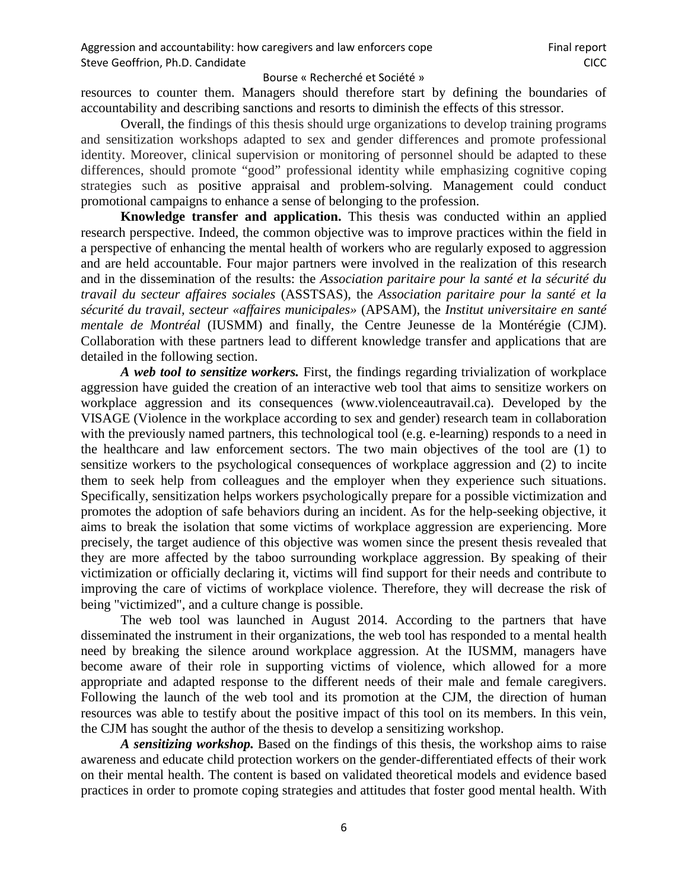resources to counter them. Managers should therefore start by defining the boundaries of accountability and describing sanctions and resorts to diminish the effects of this stressor.

Overall, the findings of this thesis should urge organizations to develop training programs and sensitization workshops adapted to sex and gender differences and promote professional identity. Moreover, clinical supervision or monitoring of personnel should be adapted to these differences, should promote "good" professional identity while emphasizing cognitive coping strategies such as positive appraisal and problem-solving. Management could conduct promotional campaigns to enhance a sense of belonging to the profession.

**Knowledge transfer and application.** This thesis was conducted within an applied research perspective. Indeed, the common objective was to improve practices within the field in a perspective of enhancing the mental health of workers who are regularly exposed to aggression and are held accountable. Four major partners were involved in the realization of this research and in the dissemination of the results: the *Association paritaire pour la santé et la sécurité du travail du secteur affaires sociales* (ASSTSAS), the *Association paritaire pour la santé et la sécurité du travail, secteur «affaires municipales»* (APSAM), the *Institut universitaire en santé mentale de Montréal* (IUSMM) and finally, the Centre Jeunesse de la Montérégie (CJM). Collaboration with these partners lead to different knowledge transfer and applications that are detailed in the following section.

***A web tool to sensitize workers.*** First, the findings regarding trivialization of workplace aggression have guided the creation of an interactive web tool that aims to sensitize workers on workplace aggression and its consequences (www.violenceautravail.ca). Developed by the VISAGE (Violence in the workplace according to sex and gender) research team in collaboration with the previously named partners, this technological tool (e.g. e-learning) responds to a need in the healthcare and law enforcement sectors. The two main objectives of the tool are (1) to sensitize workers to the psychological consequences of workplace aggression and (2) to incite them to seek help from colleagues and the employer when they experience such situations. Specifically, sensitization helps workers psychologically prepare for a possible victimization and promotes the adoption of safe behaviors during an incident. As for the help-seeking objective, it aims to break the isolation that some victims of workplace aggression are experiencing. More precisely, the target audience of this objective was women since the present thesis revealed that they are more affected by the taboo surrounding workplace aggression. By speaking of their victimization or officially declaring it, victims will find support for their needs and contribute to improving the care of victims of workplace violence. Therefore, they will decrease the risk of being "victimized", and a culture change is possible.

The web tool was launched in August 2014. According to the partners that have disseminated the instrument in their organizations, the web tool has responded to a mental health need by breaking the silence around workplace aggression. At the IUSMM, managers have become aware of their role in supporting victims of violence, which allowed for a more appropriate and adapted response to the different needs of their male and female caregivers. Following the launch of the web tool and its promotion at the CJM, the direction of human resources was able to testify about the positive impact of this tool on its members. In this vein, the CJM has sought the author of the thesis to develop a sensitizing workshop.

***A sensitizing workshop.*** Based on the findings of this thesis, the workshop aims to raise awareness and educate child protection workers on the gender-differentiated effects of their work on their mental health. The content is based on validated theoretical models and evidence based practices in order to promote coping strategies and attitudes that foster good mental health. With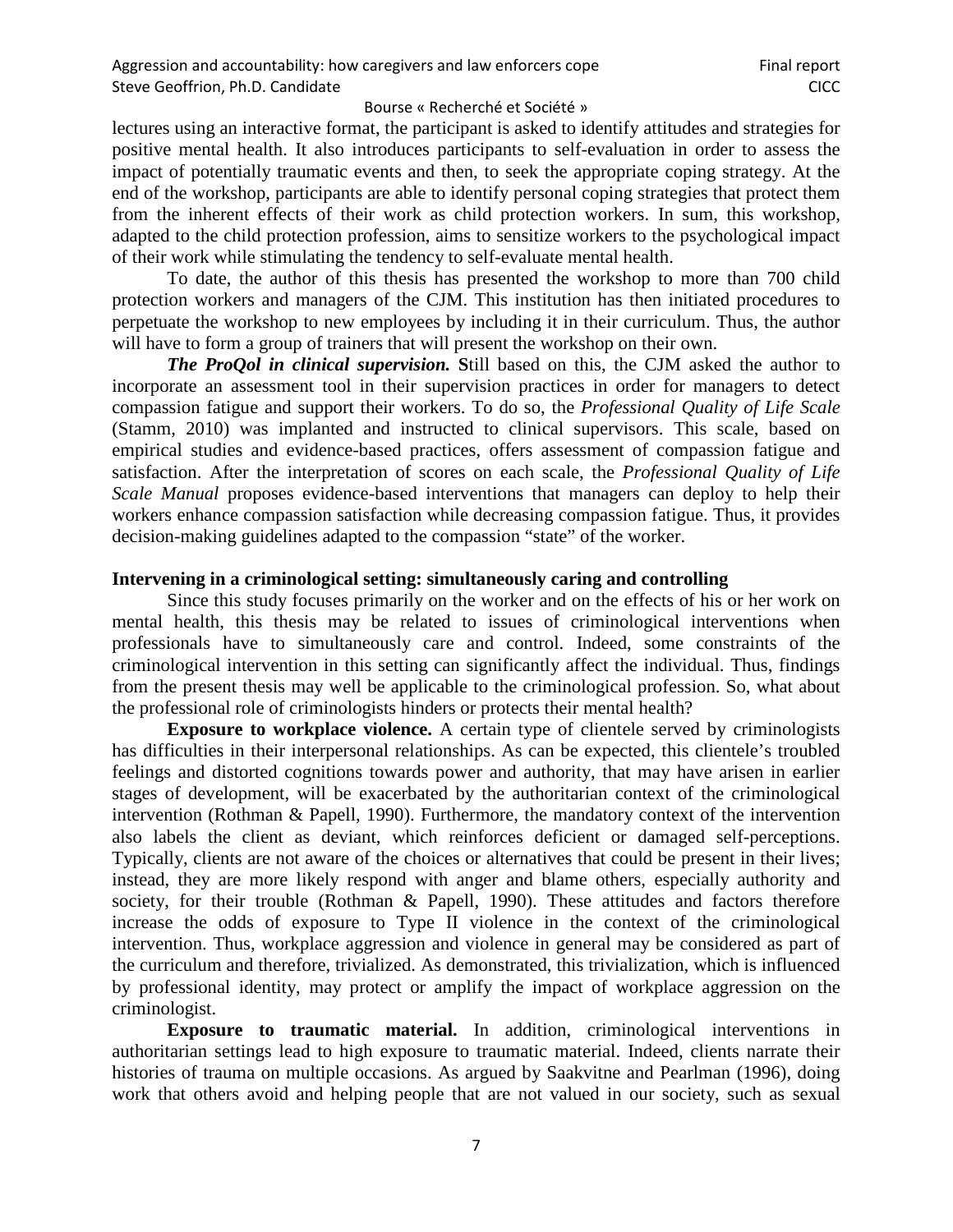lectures using an interactive format, the participant is asked to identify attitudes and strategies for positive mental health. It also introduces participants to self-evaluation in order to assess the impact of potentially traumatic events and then, to seek the appropriate coping strategy. At the end of the workshop, participants are able to identify personal coping strategies that protect them from the inherent effects of their work as child protection workers. In sum, this workshop, adapted to the child protection profession, aims to sensitize workers to the psychological impact of their work while stimulating the tendency to self-evaluate mental health.

To date, the author of this thesis has presented the workshop to more than 700 child protection workers and managers of the CJM. This institution has then initiated procedures to perpetuate the workshop to new employees by including it in their curriculum. Thus, the author will have to form a group of trainers that will present the workshop on their own.

***The ProQol in clinical supervision.*** **S**till based on this, the CJM asked the author to incorporate an assessment tool in their supervision practices in order for managers to detect compassion fatigue and support their workers. To do so, the *Professional Quality of Life Scale* (Stamm, 2010) was implanted and instructed to clinical supervisors. This scale, based on empirical studies and evidence-based practices, offers assessment of compassion fatigue and satisfaction. After the interpretation of scores on each scale, the *Professional Quality of Life Scale Manual* proposes evidence-based interventions that managers can deploy to help their workers enhance compassion satisfaction while decreasing compassion fatigue. Thus, it provides decision-making guidelines adapted to the compassion "state" of the worker.

**Intervening in a criminological setting: simultaneously caring and controlling**

Since this study focuses primarily on the worker and on the effects of his or her work on mental health, this thesis may be related to issues of criminological interventions when professionals have to simultaneously care and control. Indeed, some constraints of the criminological intervention in this setting can significantly affect the individual. Thus, findings from the present thesis may well be applicable to the criminological profession. So, what about the professional role of criminologists hinders or protects their mental health?

**Exposure to workplace violence.** A certain type of clientele served by criminologists has difficulties in their interpersonal relationships. As can be expected, this clientele's troubled feelings and distorted cognitions towards power and authority, that may have arisen in earlier stages of development, will be exacerbated by the authoritarian context of the criminological intervention (Rothman & Papell, 1990). Furthermore, the mandatory context of the intervention also labels the client as deviant, which reinforces deficient or damaged self-perceptions. Typically, clients are not aware of the choices or alternatives that could be present in their lives; instead, they are more likely respond with anger and blame others, especially authority and society, for their trouble (Rothman & Papell, 1990). These attitudes and factors therefore increase the odds of exposure to Type II violence in the context of the criminological intervention. Thus, workplace aggression and violence in general may be considered as part of the curriculum and therefore, trivialized. As demonstrated, this trivialization, which is influenced by professional identity, may protect or amplify the impact of workplace aggression on the criminologist.

**Exposure to traumatic material.** In addition, criminological interventions in authoritarian settings lead to high exposure to traumatic material. Indeed, clients narrate their histories of trauma on multiple occasions. As argued by Saakvitne and Pearlman (1996), doing work that others avoid and helping people that are not valued in our society, such as sexual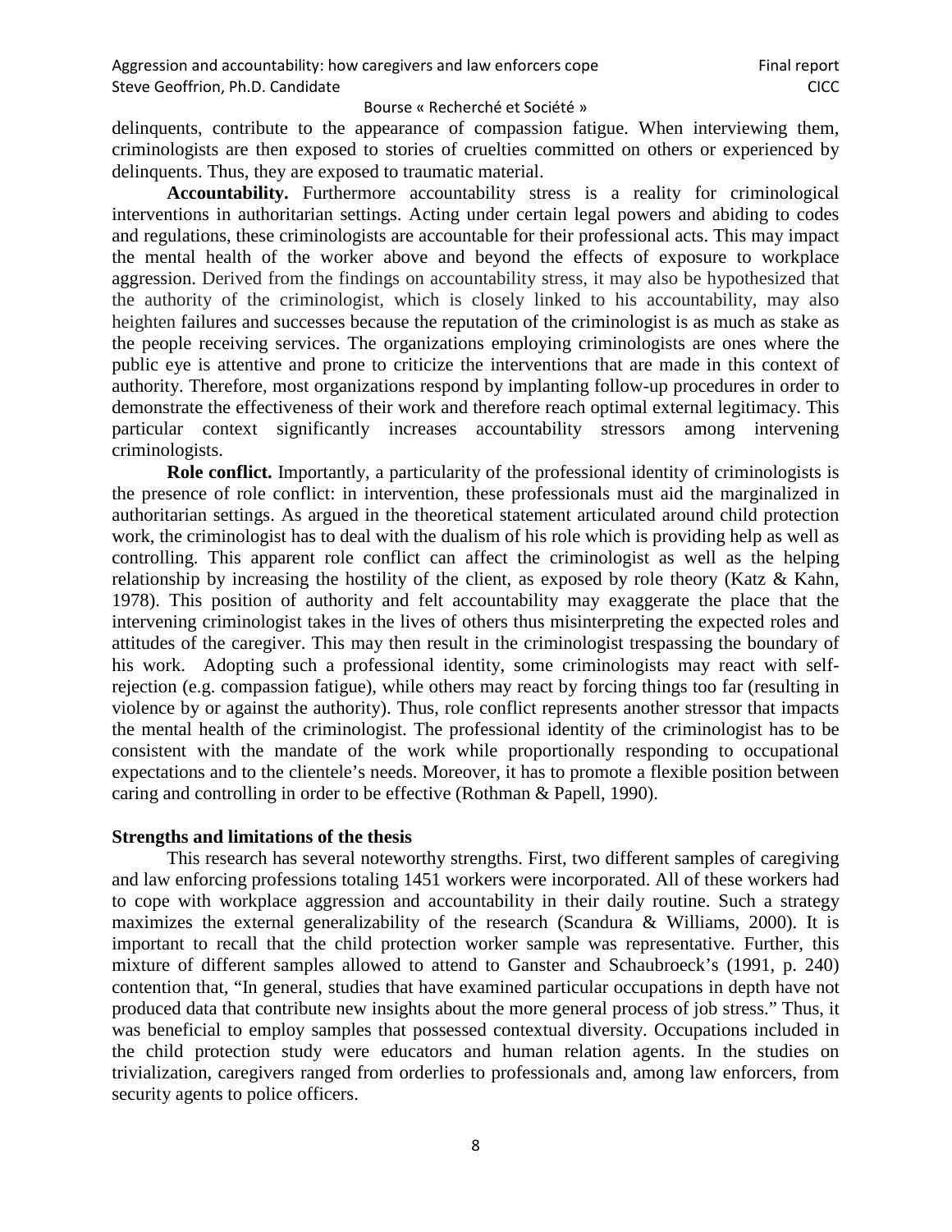delinquents, contribute to the appearance of compassion fatigue. When interviewing them, criminologists are then exposed to stories of cruelties committed on others or experienced by delinquents. Thus, they are exposed to traumatic material.

**Accountability.** Furthermore accountability stress is a reality for criminological interventions in authoritarian settings. Acting under certain legal powers and abiding to codes and regulations, these criminologists are accountable for their professional acts. This may impact the mental health of the worker above and beyond the effects of exposure to workplace aggression. Derived from the findings on accountability stress, it may also be hypothesized that the authority of the criminologist, which is closely linked to his accountability, may also heighten failures and successes because the reputation of the criminologist is as much as stake as the people receiving services. The organizations employing criminologists are ones where the public eye is attentive and prone to criticize the interventions that are made in this context of authority. Therefore, most organizations respond by implanting follow-up procedures in order to demonstrate the effectiveness of their work and therefore reach optimal external legitimacy. This particular context significantly increases accountability stressors among intervening criminologists.

**Role conflict.** Importantly, a particularity of the professional identity of criminologists is the presence of role conflict: in intervention, these professionals must aid the marginalized in authoritarian settings. As argued in the theoretical statement articulated around child protection work, the criminologist has to deal with the dualism of his role which is providing help as well as controlling. This apparent role conflict can affect the criminologist as well as the helping relationship by increasing the hostility of the client, as exposed by role theory (Katz & Kahn, 1978). This position of authority and felt accountability may exaggerate the place that the intervening criminologist takes in the lives of others thus misinterpreting the expected roles and attitudes of the caregiver. This may then result in the criminologist trespassing the boundary of his work. Adopting such a professional identity, some criminologists may react with self-rejection (e.g. compassion fatigue), while others may react by forcing things too far (resulting in violence by or against the authority). Thus, role conflict represents another stressor that impacts the mental health of the criminologist. The professional identity of the criminologist has to be consistent with the mandate of the work while proportionally responding to occupational expectations and to the clientele's needs. Moreover, it has to promote a flexible position between caring and controlling in order to be effective (Rothman & Papell, 1990).

**Strengths and limitations of the thesis**

This research has several noteworthy strengths. First, two different samples of caregiving and law enforcing professions totaling 1451 workers were incorporated. All of these workers had to cope with workplace aggression and accountability in their daily routine. Such a strategy maximizes the external generalizability of the research (Scandura & Williams, 2000). It is important to recall that the child protection worker sample was representative. Further, this mixture of different samples allowed to attend to Ganster and Schaubroeck's (1991, p. 240) contention that, "In general, studies that have examined particular occupations in depth have not produced data that contribute new insights about the more general process of job stress." Thus, it was beneficial to employ samples that possessed contextual diversity. Occupations included in the child protection study were educators and human relation agents. In the studies on trivialization, caregivers ranged from orderlies to professionals and, among law enforcers, from security agents to police officers.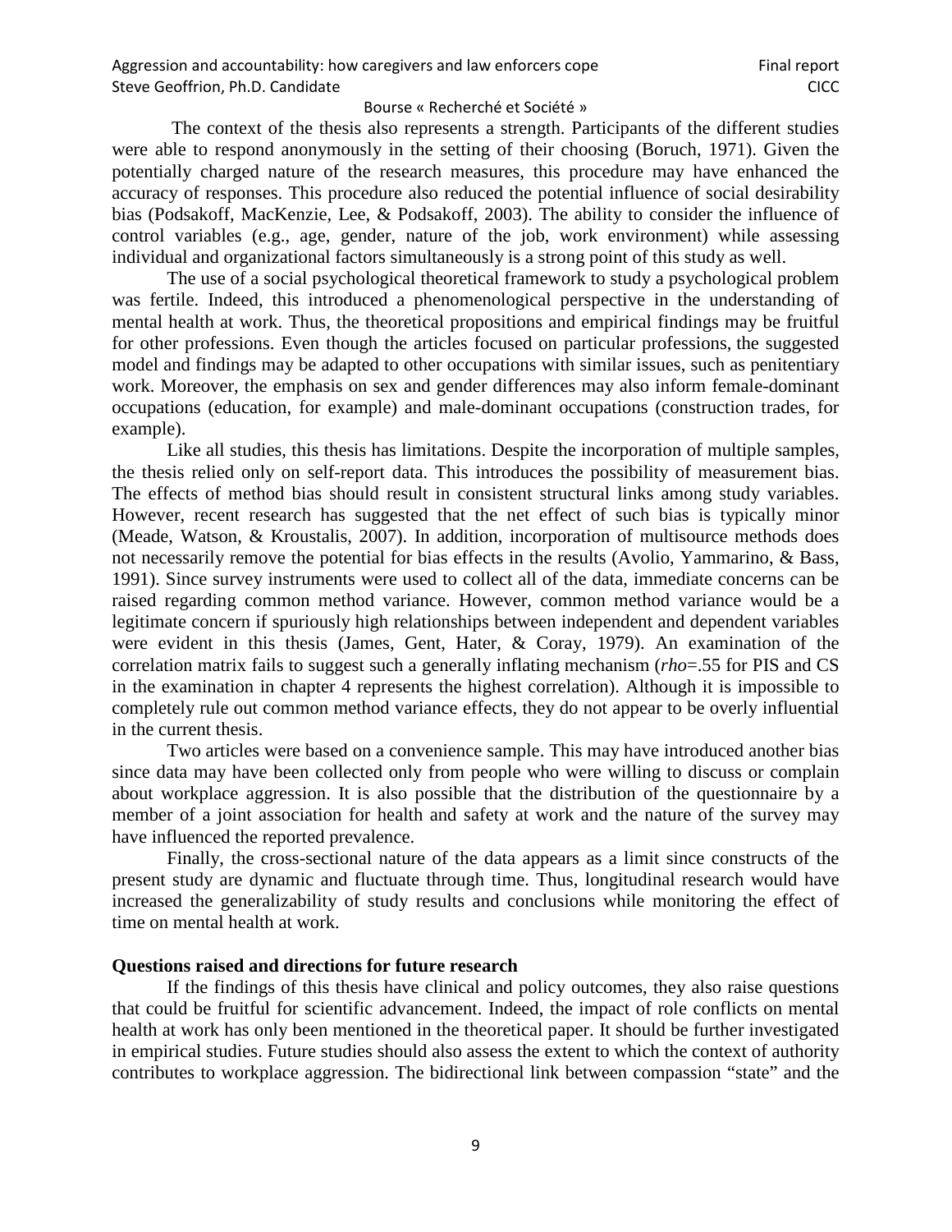The context of the thesis also represents a strength. Participants of the different studies were able to respond anonymously in the setting of their choosing (Boruch, 1971). Given the potentially charged nature of the research measures, this procedure may have enhanced the accuracy of responses. This procedure also reduced the potential influence of social desirability bias (Podsakoff, MacKenzie, Lee, & Podsakoff, 2003). The ability to consider the influence of control variables (e.g., age, gender, nature of the job, work environment) while assessing individual and organizational factors simultaneously is a strong point of this study as well.

The use of a social psychological theoretical framework to study a psychological problem was fertile. Indeed, this introduced a phenomenological perspective in the understanding of mental health at work. Thus, the theoretical propositions and empirical findings may be fruitful for other professions. Even though the articles focused on particular professions, the suggested model and findings may be adapted to other occupations with similar issues, such as penitentiary work. Moreover, the emphasis on sex and gender differences may also inform female-dominant occupations (education, for example) and male-dominant occupations (construction trades, for example).

Like all studies, this thesis has limitations. Despite the incorporation of multiple samples, the thesis relied only on self-report data. This introduces the possibility of measurement bias. The effects of method bias should result in consistent structural links among study variables. However, recent research has suggested that the net effect of such bias is typically minor (Meade, Watson, & Kroustalis, 2007). In addition, incorporation of multisource methods does not necessarily remove the potential for bias effects in the results (Avolio, Yammarino, & Bass, 1991). Since survey instruments were used to collect all of the data, immediate concerns can be raised regarding common method variance. However, common method variance would be a legitimate concern if spuriously high relationships between independent and dependent variables were evident in this thesis (James, Gent, Hater, & Coray, 1979). An examination of the correlation matrix fails to suggest such a generally inflating mechanism (*rho*=.55 for PIS and CS in the examination in chapter 4 represents the highest correlation). Although it is impossible to completely rule out common method variance effects, they do not appear to be overly influential in the current thesis.

Two articles were based on a convenience sample. This may have introduced another bias since data may have been collected only from people who were willing to discuss or complain about workplace aggression. It is also possible that the distribution of the questionnaire by a member of a joint association for health and safety at work and the nature of the survey may have influenced the reported prevalence.

Finally, the cross-sectional nature of the data appears as a limit since constructs of the present study are dynamic and fluctuate through time. Thus, longitudinal research would have increased the generalizability of study results and conclusions while monitoring the effect of time on mental health at work.

**Questions raised and directions for future research**

If the findings of this thesis have clinical and policy outcomes, they also raise questions that could be fruitful for scientific advancement. Indeed, the impact of role conflicts on mental health at work has only been mentioned in the theoretical paper. It should be further investigated in empirical studies. Future studies should also assess the extent to which the context of authority contributes to workplace aggression. The bidirectional link between compassion "state" and the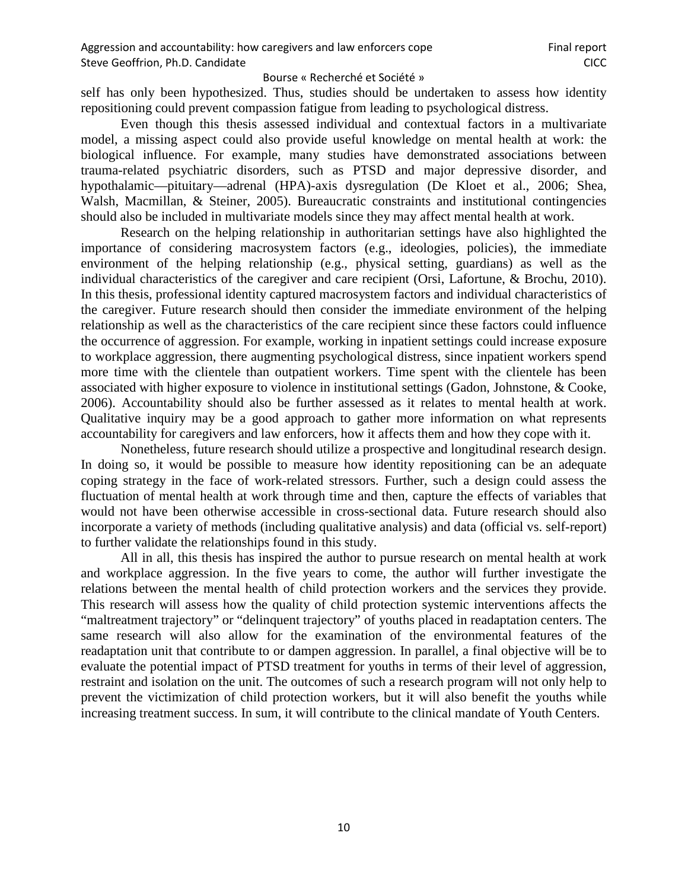self has only been hypothesized. Thus, studies should be undertaken to assess how identity repositioning could prevent compassion fatigue from leading to psychological distress.

Even though this thesis assessed individual and contextual factors in a multivariate model, a missing aspect could also provide useful knowledge on mental health at work: the biological influence. For example, many studies have demonstrated associations between trauma-related psychiatric disorders, such as PTSD and major depressive disorder, and hypothalamic—pituitary—adrenal (HPA)-axis dysregulation (De Kloet et al., 2006; Shea, Walsh, Macmillan, & Steiner, 2005). Bureaucratic constraints and institutional contingencies should also be included in multivariate models since they may affect mental health at work.

Research on the helping relationship in authoritarian settings have also highlighted the importance of considering macrosystem factors (e.g., ideologies, policies), the immediate environment of the helping relationship (e.g., physical setting, guardians) as well as the individual characteristics of the caregiver and care recipient (Orsi, Lafortune, & Brochu, 2010). In this thesis, professional identity captured macrosystem factors and individual characteristics of the caregiver. Future research should then consider the immediate environment of the helping relationship as well as the characteristics of the care recipient since these factors could influence the occurrence of aggression. For example, working in inpatient settings could increase exposure to workplace aggression, there augmenting psychological distress, since inpatient workers spend more time with the clientele than outpatient workers. Time spent with the clientele has been associated with higher exposure to violence in institutional settings (Gadon, Johnstone, & Cooke, 2006). Accountability should also be further assessed as it relates to mental health at work. Qualitative inquiry may be a good approach to gather more information on what represents accountability for caregivers and law enforcers, how it affects them and how they cope with it.

Nonetheless, future research should utilize a prospective and longitudinal research design. In doing so, it would be possible to measure how identity repositioning can be an adequate coping strategy in the face of work-related stressors. Further, such a design could assess the fluctuation of mental health at work through time and then, capture the effects of variables that would not have been otherwise accessible in cross-sectional data. Future research should also incorporate a variety of methods (including qualitative analysis) and data (official vs. self-report) to further validate the relationships found in this study.

All in all, this thesis has inspired the author to pursue research on mental health at work and workplace aggression. In the five years to come, the author will further investigate the relations between the mental health of child protection workers and the services they provide. This research will assess how the quality of child protection systemic interventions affects the "maltreatment trajectory" or "delinquent trajectory" of youths placed in readaptation centers. The same research will also allow for the examination of the environmental features of the readaptation unit that contribute to or dampen aggression. In parallel, a final objective will be to evaluate the potential impact of PTSD treatment for youths in terms of their level of aggression, restraint and isolation on the unit. The outcomes of such a research program will not only help to prevent the victimization of child protection workers, but it will also benefit the youths while increasing treatment success. In sum, it will contribute to the clinical mandate of Youth Centers.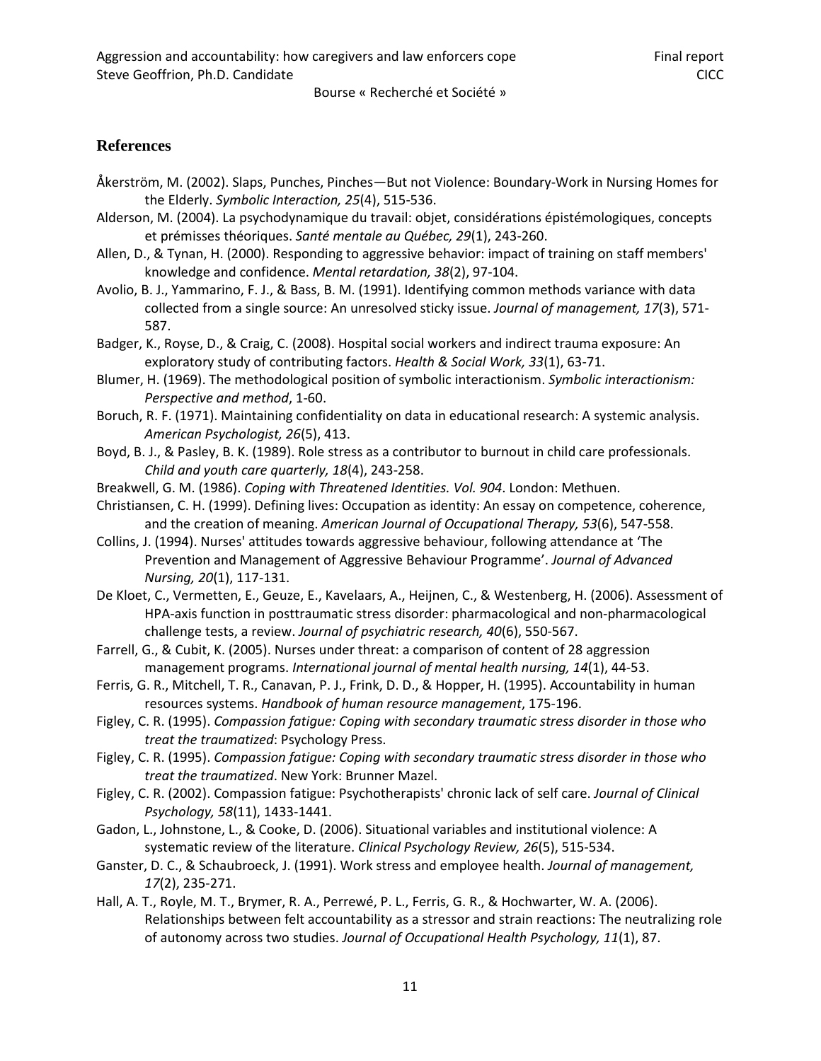## References

Åkerström, M. (2002). Slaps, Punches, Pinches—But not Violence: Boundary-Work in Nursing Homes for the Elderly. *Symbolic Interaction, 25*(4), 515-536.

Alderson, M. (2004). La psychodynamique du travail: objet, considérations épistémologiques, concepts et prémisses théoriques. *Santé mentale au Québec, 29*(1), 243-260.

Allen, D., & Tynan, H. (2000). Responding to aggressive behavior: impact of training on staff members' knowledge and confidence. *Mental retardation, 38*(2), 97-104.

Avolio, B. J., Yammarino, F. J., & Bass, B. M. (1991). Identifying common methods variance with data collected from a single source: An unresolved sticky issue. *Journal of management, 17*(3), 571-587.

Badger, K., Royse, D., & Craig, C. (2008). Hospital social workers and indirect trauma exposure: An exploratory study of contributing factors. *Health & Social Work, 33*(1), 63-71.

Blumer, H. (1969). The methodological position of symbolic interactionism. *Symbolic interactionism: Perspective and method*, 1-60.

Boruch, R. F. (1971). Maintaining confidentiality on data in educational research: A systemic analysis. *American Psychologist, 26*(5), 413.

Boyd, B. J., & Pasley, B. K. (1989). Role stress as a contributor to burnout in child care professionals. *Child and youth care quarterly, 18*(4), 243-258.

Breakwell, G. M. (1986). *Coping with Threatened Identities. Vol. 904*. London: Methuen.

Christiansen, C. H. (1999). Defining lives: Occupation as identity: An essay on competence, coherence, and the creation of meaning. *American Journal of Occupational Therapy, 53*(6), 547-558.

Collins, J. (1994). Nurses' attitudes towards aggressive behaviour, following attendance at 'The Prevention and Management of Aggressive Behaviour Programme'. *Journal of Advanced Nursing, 20*(1), 117-131.

De Kloet, C., Vermetten, E., Geuze, E., Kavelaars, A., Heijnen, C., & Westenberg, H. (2006). Assessment of HPA-axis function in posttraumatic stress disorder: pharmacological and non-pharmacological challenge tests, a review. *Journal of psychiatric research, 40*(6), 550-567.

Farrell, G., & Cubit, K. (2005). Nurses under threat: a comparison of content of 28 aggression management programs. *International journal of mental health nursing, 14*(1), 44-53.

Ferris, G. R., Mitchell, T. R., Canavan, P. J., Frink, D. D., & Hopper, H. (1995). Accountability in human resources systems. *Handbook of human resource management*, 175-196.

Figley, C. R. (1995). *Compassion fatigue: Coping with secondary traumatic stress disorder in those who treat the traumatized*: Psychology Press.

Figley, C. R. (1995). *Compassion fatigue: Coping with secondary traumatic stress disorder in those who treat the traumatized*. New York: Brunner Mazel.

Figley, C. R. (2002). Compassion fatigue: Psychotherapists' chronic lack of self care. *Journal of Clinical Psychology, 58*(11), 1433-1441.

Gadon, L., Johnstone, L., & Cooke, D. (2006). Situational variables and institutional violence: A systematic review of the literature. *Clinical Psychology Review, 26*(5), 515-534.

Ganster, D. C., & Schaubroeck, J. (1991). Work stress and employee health. *Journal of management, 17*(2), 235-271.

Hall, A. T., Royle, M. T., Brymer, R. A., Perrewé, P. L., Ferris, G. R., & Hochwarter, W. A. (2006). Relationships between felt accountability as a stressor and strain reactions: The neutralizing role of autonomy across two studies. *Journal of Occupational Health Psychology, 11*(1), 87.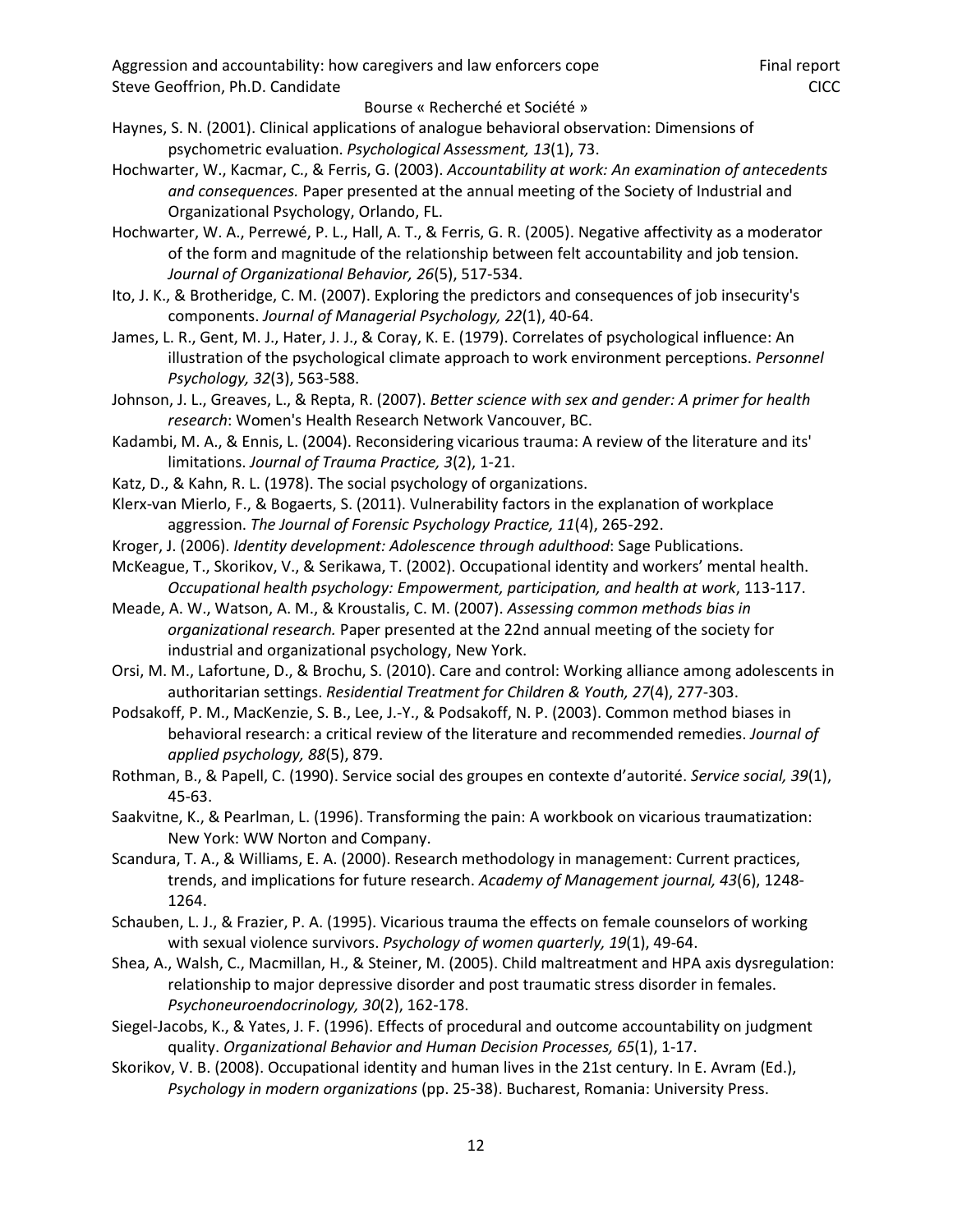Haynes, S. N. (2001). Clinical applications of analogue behavioral observation: Dimensions of psychometric evaluation. *Psychological Assessment, 13*(1), 73.

Hochwarter, W., Kacmar, C., & Ferris, G. (2003). *Accountability at work: An examination of antecedents and consequences.* Paper presented at the annual meeting of the Society of Industrial and Organizational Psychology, Orlando, FL.

Hochwarter, W. A., Perrewé, P. L., Hall, A. T., & Ferris, G. R. (2005). Negative affectivity as a moderator of the form and magnitude of the relationship between felt accountability and job tension. *Journal of Organizational Behavior, 26*(5), 517-534.

Ito, J. K., & Brotheridge, C. M. (2007). Exploring the predictors and consequences of job insecurity's components. *Journal of Managerial Psychology, 22*(1), 40-64.

James, L. R., Gent, M. J., Hater, J. J., & Coray, K. E. (1979). Correlates of psychological influence: An illustration of the psychological climate approach to work environment perceptions. *Personnel Psychology, 32*(3), 563-588.

Johnson, J. L., Greaves, L., & Repta, R. (2007). *Better science with sex and gender: A primer for health research*: Women's Health Research Network Vancouver, BC.

Kadambi, M. A., & Ennis, L. (2004). Reconsidering vicarious trauma: A review of the literature and its' limitations. *Journal of Trauma Practice, 3*(2), 1-21.

Katz, D., & Kahn, R. L. (1978). The social psychology of organizations.

Klerx-van Mierlo, F., & Bogaerts, S. (2011). Vulnerability factors in the explanation of workplace aggression. *The Journal of Forensic Psychology Practice, 11*(4), 265-292.

Kroger, J. (2006). *Identity development: Adolescence through adulthood*: Sage Publications.

McKeague, T., Skorikov, V., & Serikawa, T. (2002). Occupational identity and workers' mental health. *Occupational health psychology: Empowerment, participation, and health at work*, 113-117.

Meade, A. W., Watson, A. M., & Kroustalis, C. M. (2007). *Assessing common methods bias in organizational research.* Paper presented at the 22nd annual meeting of the society for industrial and organizational psychology, New York.

Orsi, M. M., Lafortune, D., & Brochu, S. (2010). Care and control: Working alliance among adolescents in authoritarian settings. *Residential Treatment for Children & Youth, 27*(4), 277-303.

Podsakoff, P. M., MacKenzie, S. B., Lee, J.-Y., & Podsakoff, N. P. (2003). Common method biases in behavioral research: a critical review of the literature and recommended remedies. *Journal of applied psychology, 88*(5), 879.

Rothman, B., & Papell, C. (1990). Service social des groupes en contexte d'autorité. *Service social, 39*(1), 45-63.

Saakvitne, K., & Pearlman, L. (1996). Transforming the pain: A workbook on vicarious traumatization: New York: WW Norton and Company.

Scandura, T. A., & Williams, E. A. (2000). Research methodology in management: Current practices, trends, and implications for future research. *Academy of Management journal, 43*(6), 1248-1264.

Schauben, L. J., & Frazier, P. A. (1995). Vicarious trauma the effects on female counselors of working with sexual violence survivors. *Psychology of women quarterly, 19*(1), 49-64.

Shea, A., Walsh, C., Macmillan, H., & Steiner, M. (2005). Child maltreatment and HPA axis dysregulation: relationship to major depressive disorder and post traumatic stress disorder in females. *Psychoneuroendocrinology, 30*(2), 162-178.

Siegel-Jacobs, K., & Yates, J. F. (1996). Effects of procedural and outcome accountability on judgment quality. *Organizational Behavior and Human Decision Processes, 65*(1), 1-17.

Skorikov, V. B. (2008). Occupational identity and human lives in the 21st century. In E. Avram (Ed.), *Psychology in modern organizations* (pp. 25-38). Bucharest, Romania: University Press.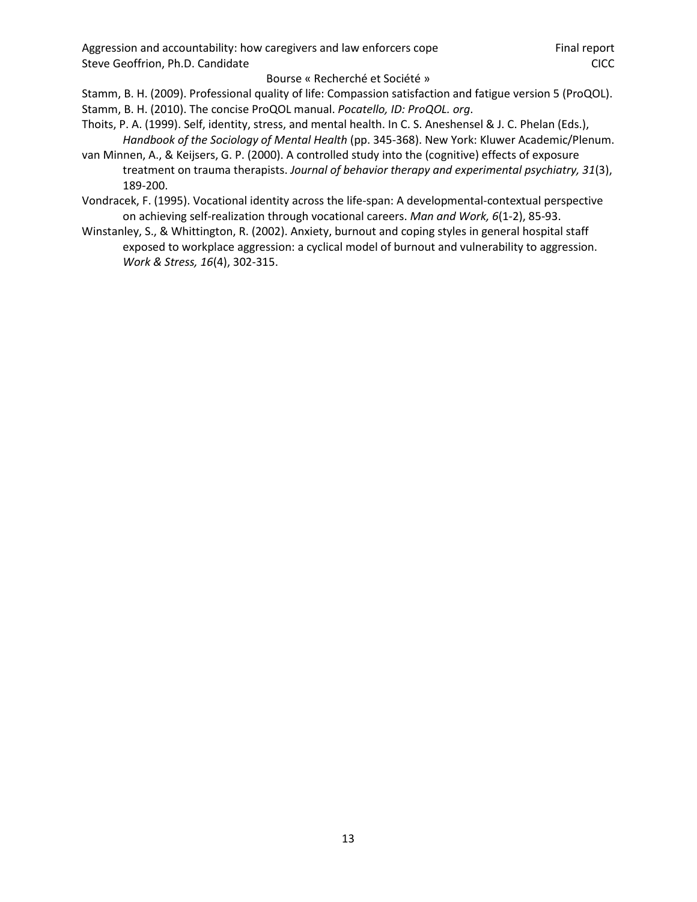Stamm, B. H. (2009). Professional quality of life: Compassion satisfaction and fatigue version 5 (ProQOL).

Stamm, B. H. (2010). The concise ProQOL manual. *Pocatello, ID: ProQOL. org*.

Thoits, P. A. (1999). Self, identity, stress, and mental health. In C. S. Aneshensel & J. C. Phelan (Eds.), *Handbook of the Sociology of Mental Health* (pp. 345-368). New York: Kluwer Academic/Plenum.

van Minnen, A., & Keijsers, G. P. (2000). A controlled study into the (cognitive) effects of exposure treatment on trauma therapists. *Journal of behavior therapy and experimental psychiatry, 31*(3), 189-200.

Vondracek, F. (1995). Vocational identity across the life-span: A developmental-contextual perspective on achieving self-realization through vocational careers. *Man and Work, 6*(1-2), 85-93.

Winstanley, S., & Whittington, R. (2002). Anxiety, burnout and coping styles in general hospital staff exposed to workplace aggression: a cyclical model of burnout and vulnerability to aggression. *Work & Stress, 16*(4), 302-315.